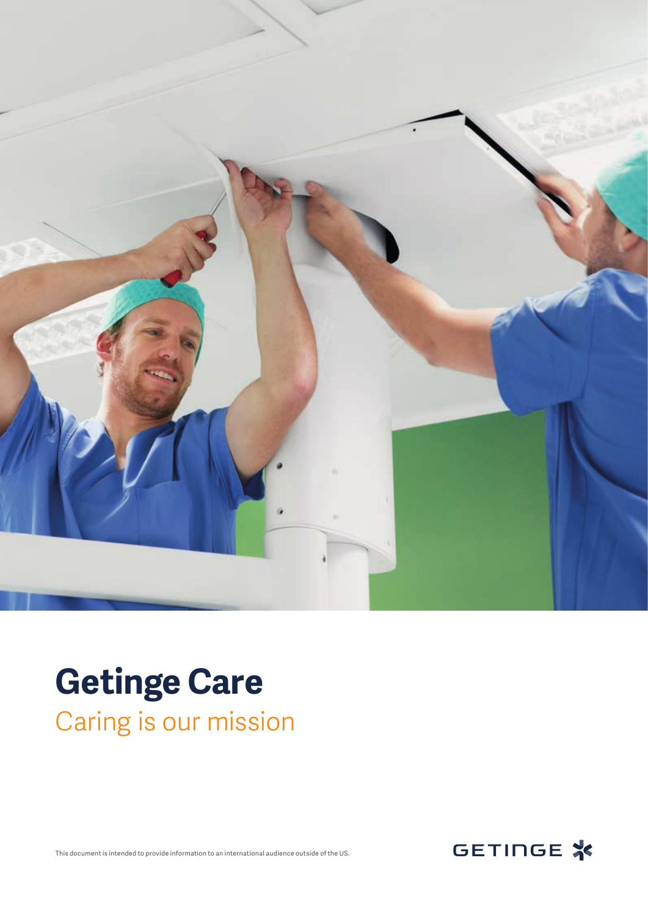# Getinge Care

## Caring is our mission

This document is intended to provide information to an international audience outside of the US.

GETINGE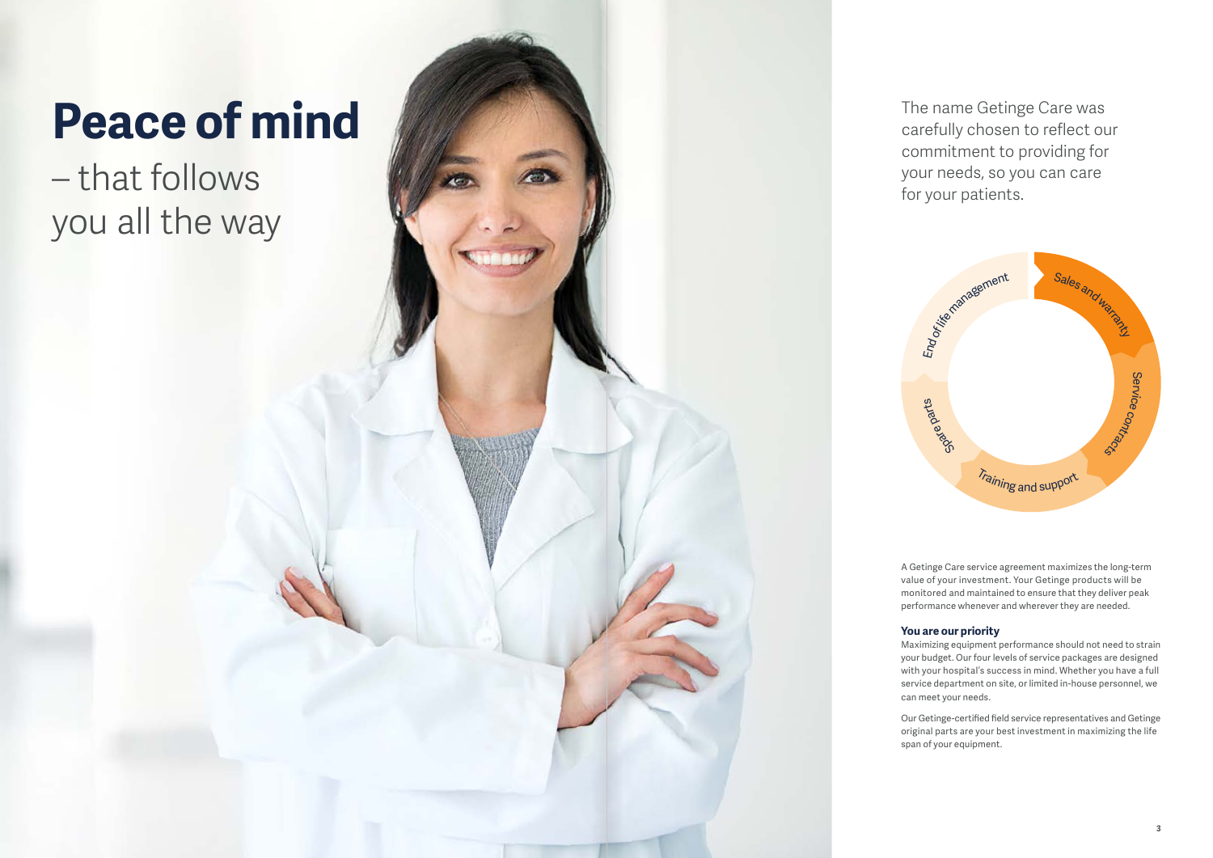# Peace of mind

– that follows you all the way

The name Getinge Care was carefully chosen to reflect our commitment to providing for your needs, so you can care for your patients.

Sales and warranty

Service contracts

Training and support

Spare parts

End of life management

A Getinge Care service agreement maximizes the long-term value of your investment. Your Getinge products will be monitored and maintained to ensure that they deliver peak performance whenever and wherever they are needed.

**You are our priority**

Maximizing equipment performance should not need to strain your budget. Our four levels of service packages are designed with your hospital's success in mind. Whether you have a full service department on site, or limited in-house personnel, we can meet your needs.

Our Getinge-certified field service representatives and Getinge original parts are your best investment in maximizing the life span of your equipment.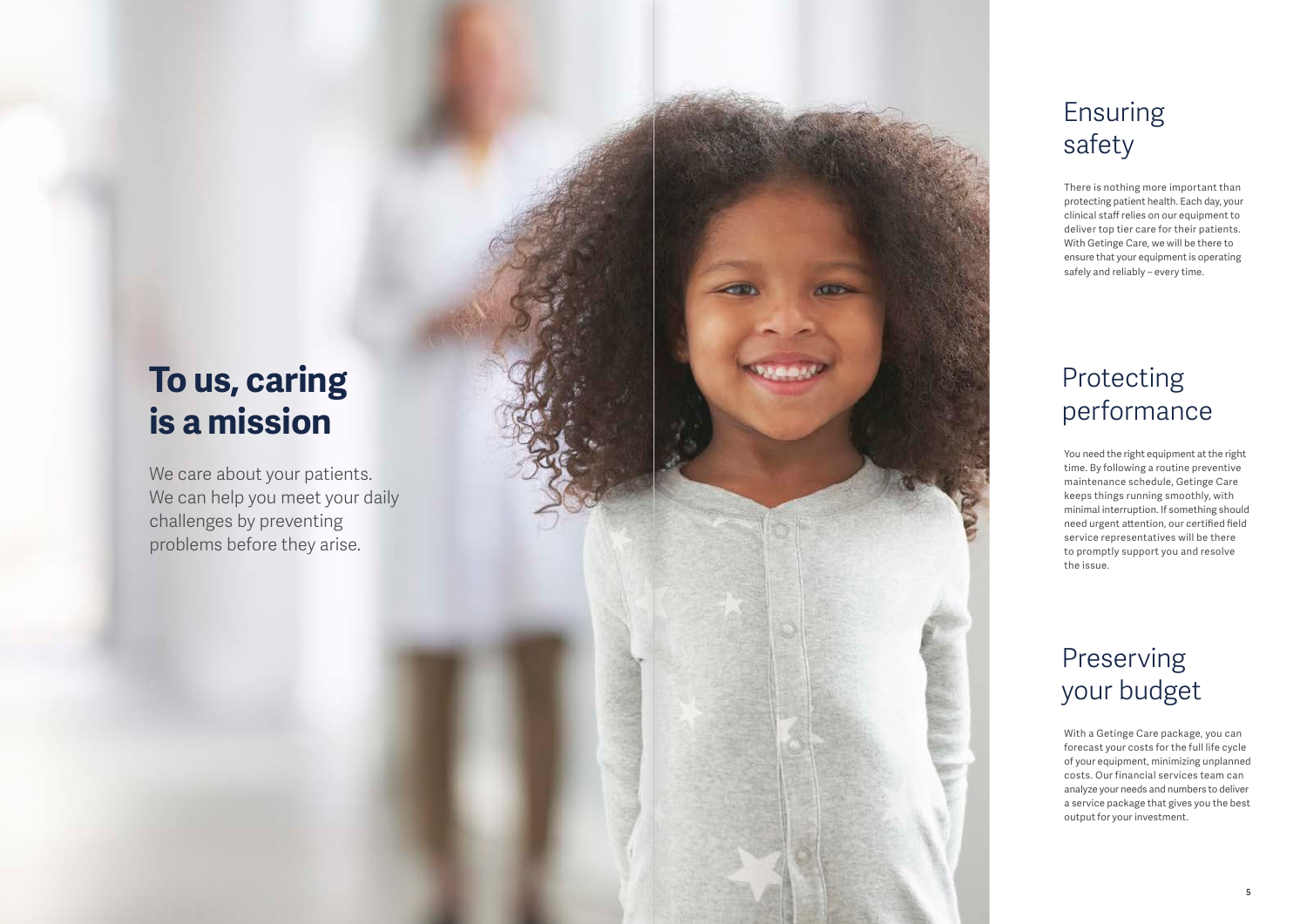# To us, caring is a mission

We care about your patients. We can help you meet your daily challenges by preventing problems before they arise.

## Ensuring safety

There is nothing more important than protecting patient health. Each day, your clinical staff relies on our equipment to deliver top tier care for their patients. With Getinge Care, we will be there to ensure that your equipment is operating safely and reliably – every time.

## Protecting performance

You need the right equipment at the right time. By following a routine preventive maintenance schedule, Getinge Care keeps things running smoothly, with minimal interruption. If something should need urgent attention, our certified field service representatives will be there to promptly support you and resolve the issue.

## Preserving your budget

With a Getinge Care package, you can forecast your costs for the full life cycle of your equipment, minimizing unplanned costs. Our financial services team can analyze your needs and numbers to deliver a service package that gives you the best output for your investment.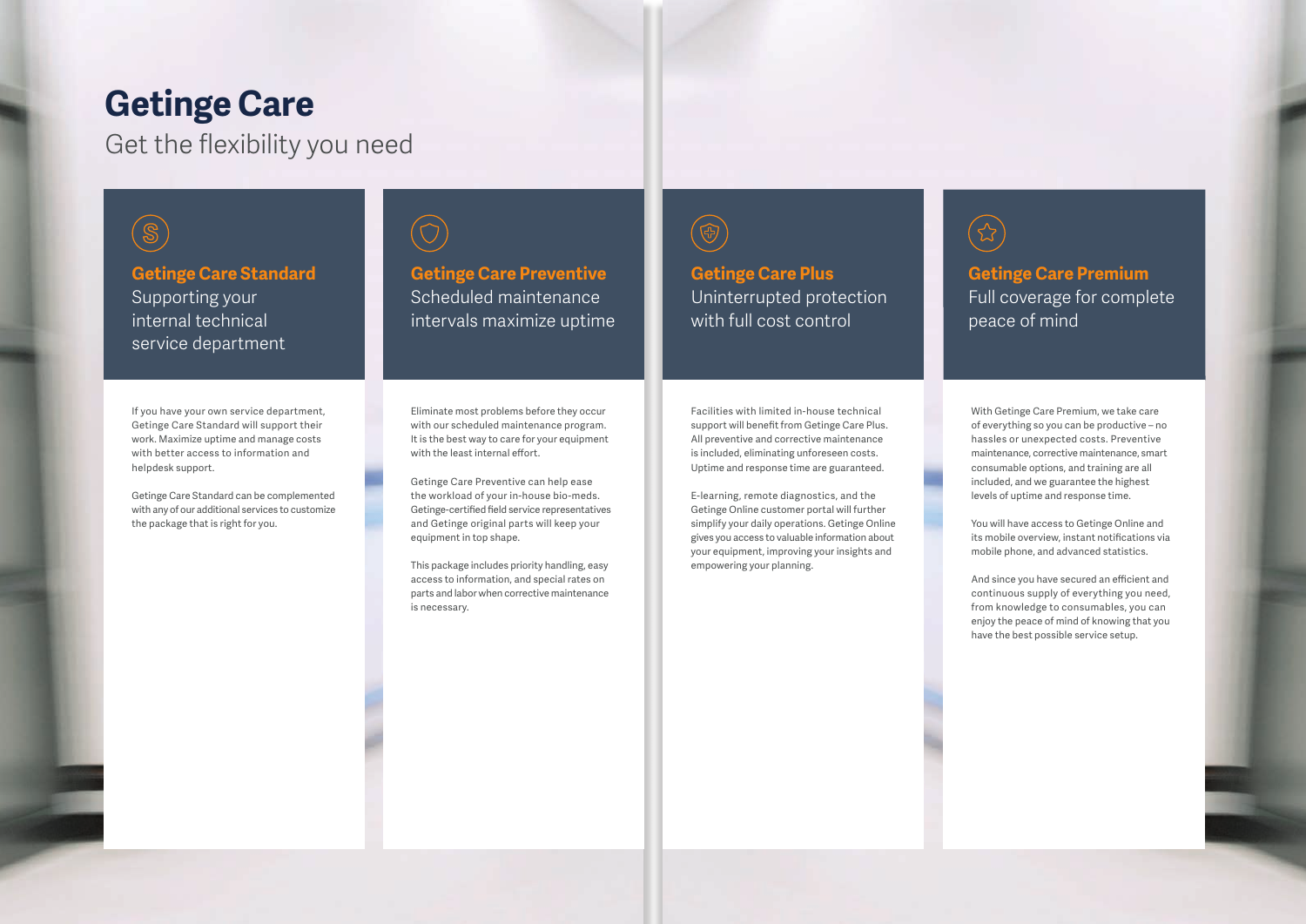# Getinge Care

Get the flexibility you need

## Getinge Care Standard

Supporting your internal technical service department

If you have your own service department, Getinge Care Standard will support their work. Maximize uptime and manage costs with better access to information and helpdesk support.

Getinge Care Standard can be complemented with any of our additional services to customize the package that is right for you.

## Getinge Care Preventive

Scheduled maintenance intervals maximize uptime

Eliminate most problems before they occur with our scheduled maintenance program. It is the best way to care for your equipment with the least internal effort.

Getinge Care Preventive can help ease the workload of your in-house bio-meds. Getinge-certified field service representatives and Getinge original parts will keep your equipment in top shape.

This package includes priority handling, easy access to information, and special rates on parts and labor when corrective maintenance is necessary.

## Getinge Care Plus

Uninterrupted protection with full cost control

Facilities with limited in-house technical support will benefit from Getinge Care Plus. All preventive and corrective maintenance is included, eliminating unforeseen costs. Uptime and response time are guaranteed.

E-learning, remote diagnostics, and the Getinge Online customer portal will further simplify your daily operations. Getinge Online gives you access to valuable information about your equipment, improving your insights and empowering your planning.

## Getinge Care Premium

Full coverage for complete peace of mind

With Getinge Care Premium, we take care of everything so you can be productive – no hassles or unexpected costs. Preventive maintenance, corrective maintenance, smart consumable options, and training are all included, and we guarantee the highest levels of uptime and response time.

You will have access to Getinge Online and its mobile overview, instant notifications via mobile phone, and advanced statistics.

And since you have secured an efficient and continuous supply of everything you need, from knowledge to consumables, you can enjoy the peace of mind of knowing that you have the best possible service setup.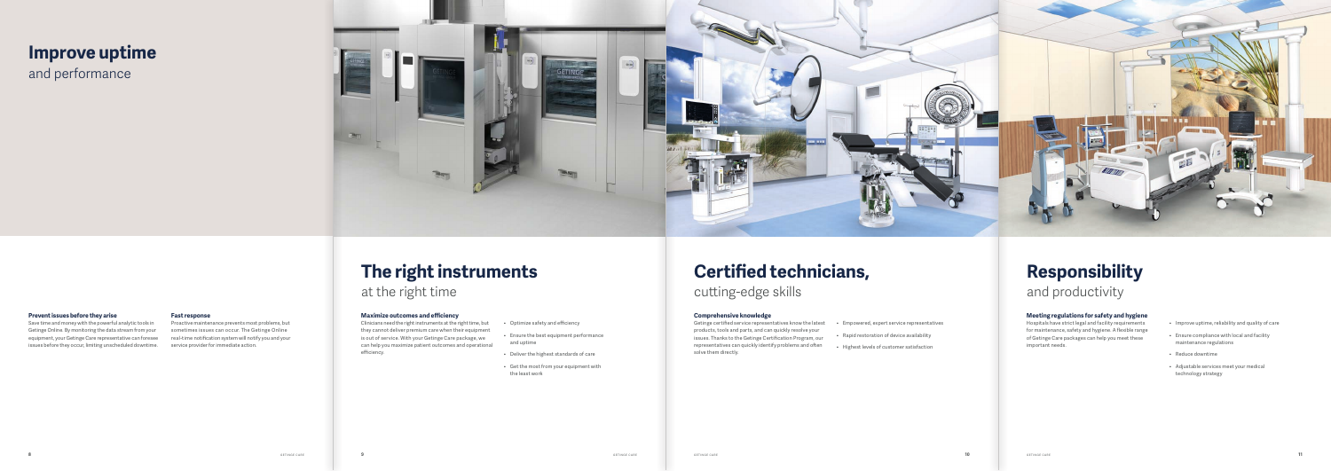# Improve uptime
and performance

### Prevent issues before they arise

Save time and money with the powerful analytic tools in Getinge Online. By monitoring the data stream from your equipment, your Getinge Care representative can foresee issues before they occur, limiting unscheduled downtime.

### Fast response

Proactive maintenance prevents most problems, but sometimes issues can occur. The Getinge Online real-time notification system will notify you and your service provider for immediate action.

# The right instruments
at the right time

### Maximize outcomes and efficiency

Clinicians need the right instruments at the right time, but they cannot deliver premium care when their equipment is out of service. With your Getinge Care package, we can help you maximize patient outcomes and operational efficiency.

- Optimize safety and efficiency
- Ensure the best equipment performance and uptime
- Deliver the highest standards of care
- Get the most from your equipment with the least work

# Certified technicians,
cutting-edge skills

### Comprehensive knowledge

Getinge certified service representatives know the latest products, tools and parts, and can quickly resolve your issues. Thanks to the Getinge Certification Program, our representatives can quickly identify problems and often solve them directly.

- Empowered, expert service representatives
- Rapid restoration of device availability
- Highest levels of customer satisfaction

# Responsibility
and productivity

### Meeting regulations for safety and hygiene

Hospitals have strict legal and facility requirements for maintenance, safety and hygiene. A flexible range of Getinge Care packages can help you meet these important needs.

- Improve uptime, reliability and quality of care
- Ensure compliance with local and facility maintenance regulations
- Reduce downtime
- Adjustable services meet your medical technology strategy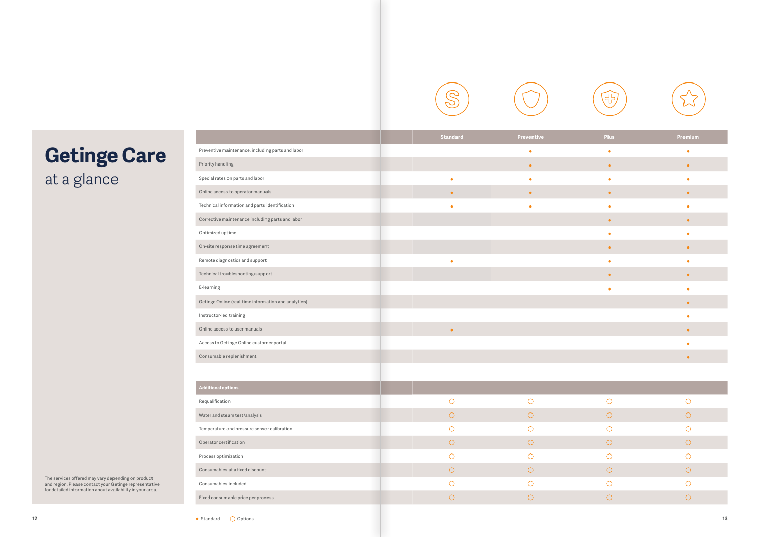# Getinge Care

## at a glance

| | Standard | Preventive | Plus | Premium |
|---|---|---|---|---|
| Preventive maintenance, including parts and labor | | • | • | • |
| Priority handling | | • | • | • |
| Special rates on parts and labor | • | • | • | • |
| Online access to operator manuals | • | • | • | • |
| Technical information and parts identification | • | • | • | • |
| Corrective maintenance including parts and labor | | | • | • |
| Optimized uptime | | | • | • |
| On-site response time agreement | | | • | • |
| Remote diagnostics and support | • | | • | • |
| Technical troubleshooting/support | | | • | • |
| E-learning | | | • | • |
| Getinge Online (real-time information and analytics) | | | | • |
| Instructor-led training | | | | • |
| Online access to user manuals | • | | | • |
| Access to Getinge Online customer portal | | | | • |
| Consumable replenishment | | | | • |
| **Additional options** | | | | |
| Requalification | ○ | ○ | ○ | ○ |
| Water and steam test/analysis | ○ | ○ | ○ | ○ |
| Temperature and pressure sensor calibration | ○ | ○ | ○ | ○ |
| Operator certification | ○ | ○ | ○ | ○ |
| Process optimization | ○ | ○ | ○ | ○ |
| Consumables at a fixed discount | ○ | ○ | ○ | ○ |
| Consumables included | ○ | ○ | ○ | ○ |
| Fixed consumable price per process | ○ | ○ | ○ | ○ |

• Standard ○ Options

The services offered may vary depending on product and region. Please contact your Getinge representative for detailed information about availability in your area.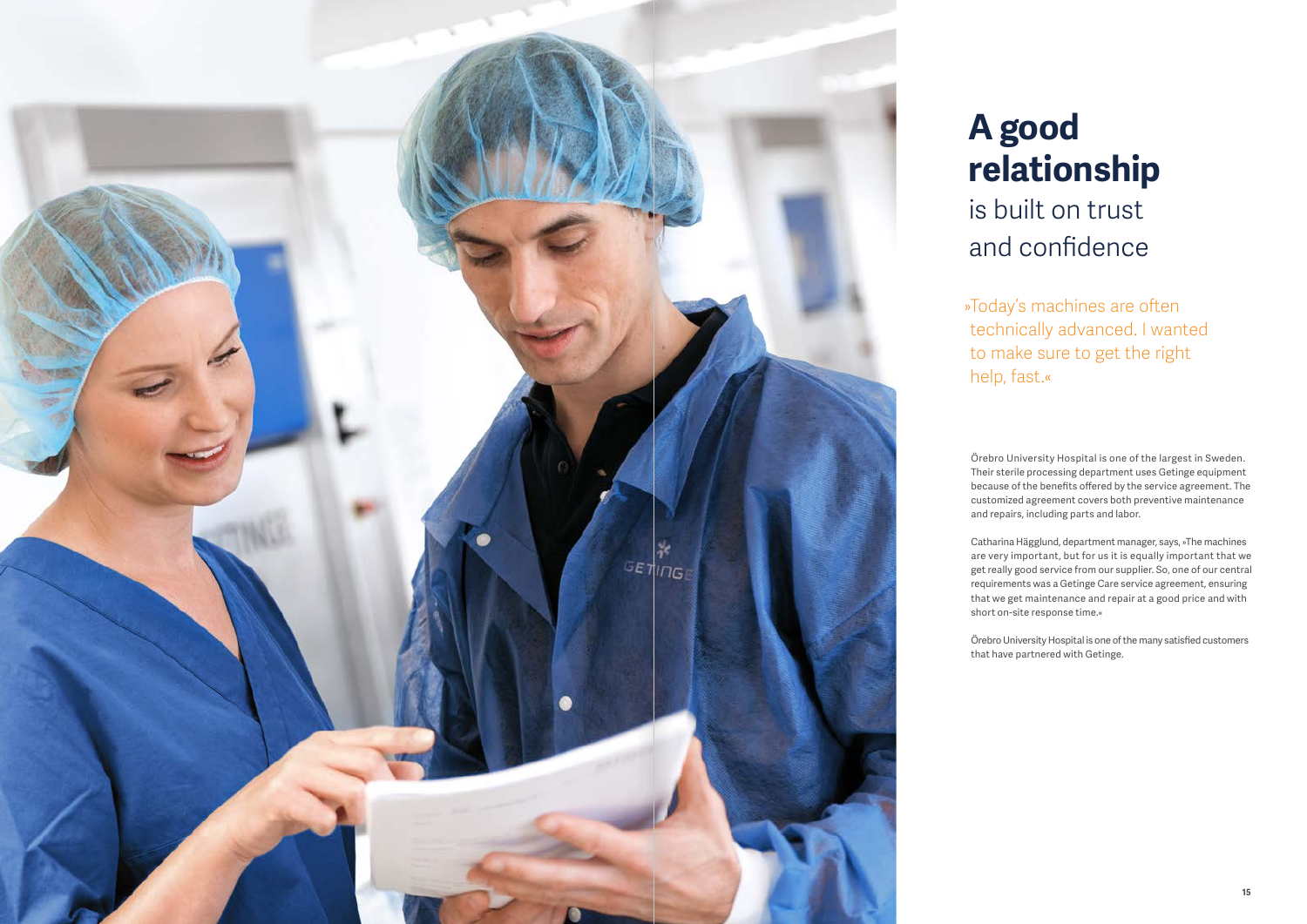# A good relationship is built on trust and confidence

»Today's machines are often technically advanced. I wanted to make sure to get the right help, fast.«

Örebro University Hospital is one of the largest in Sweden. Their sterile processing department uses Getinge equipment because of the benefits offered by the service agreement. The customized agreement covers both preventive maintenance and repairs, including parts and labor.

Catharina Hägglund, department manager, says, »The machines are very important, but for us it is equally important that we get really good service from our supplier. So, one of our central requirements was a Getinge Care service agreement, ensuring that we get maintenance and repair at a good price and with short on-site response time.«

Örebro University Hospital is one of the many satisfied customers that have partnered with Getinge.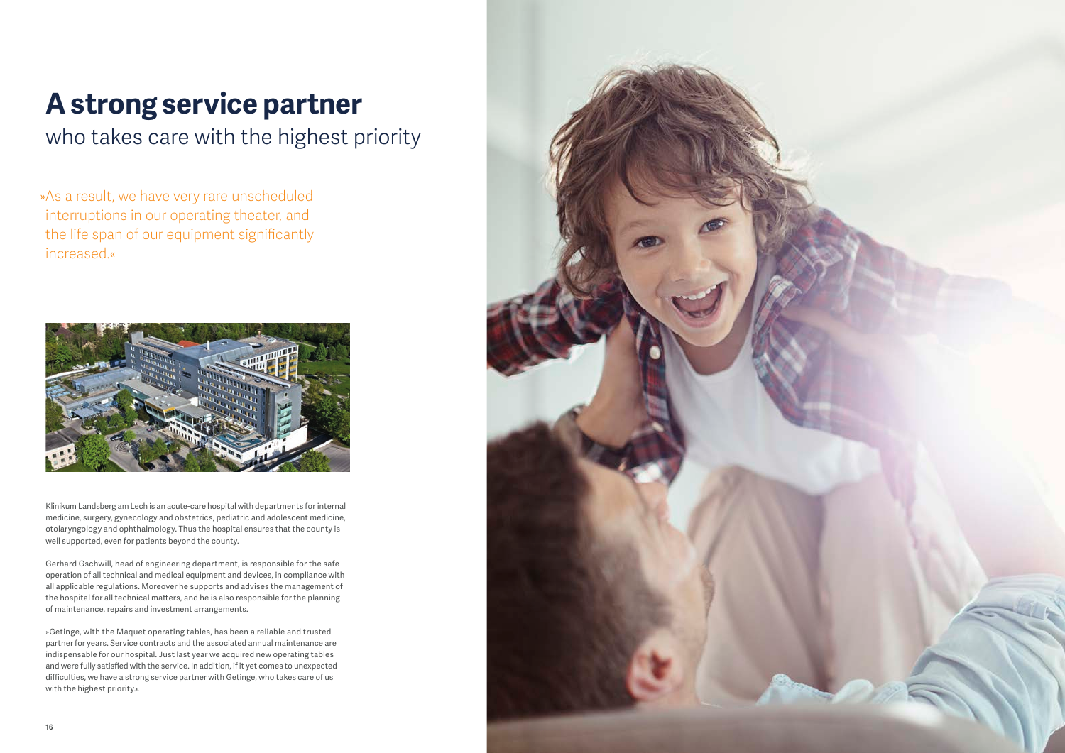# A strong service partner

## who takes care with the highest priority

»As a result, we have very rare unscheduled interruptions in our operating theater, and the life span of our equipment significantly increased.«

Klinikum Landsberg am Lech is an acute-care hospital with departments for internal medicine, surgery, gynecology and obstetrics, pediatric and adolescent medicine, otolaryngology and ophthalmology. Thus the hospital ensures that the county is well supported, even for patients beyond the county.

Gerhard Gschwill, head of engineering department, is responsible for the safe operation of all technical and medical equipment and devices, in compliance with all applicable regulations. Moreover he supports and advises the management of the hospital for all technical matters, and he is also responsible for the planning of maintenance, repairs and investment arrangements.

»Getinge, with the Maquet operating tables, has been a reliable and trusted partner for years. Service contracts and the associated annual maintenance are indispensable for our hospital. Just last year we acquired new operating tables and were fully satisfied with the service. In addition, if it yet comes to unexpected difficulties, we have a strong service partner with Getinge, who takes care of us with the highest priority.«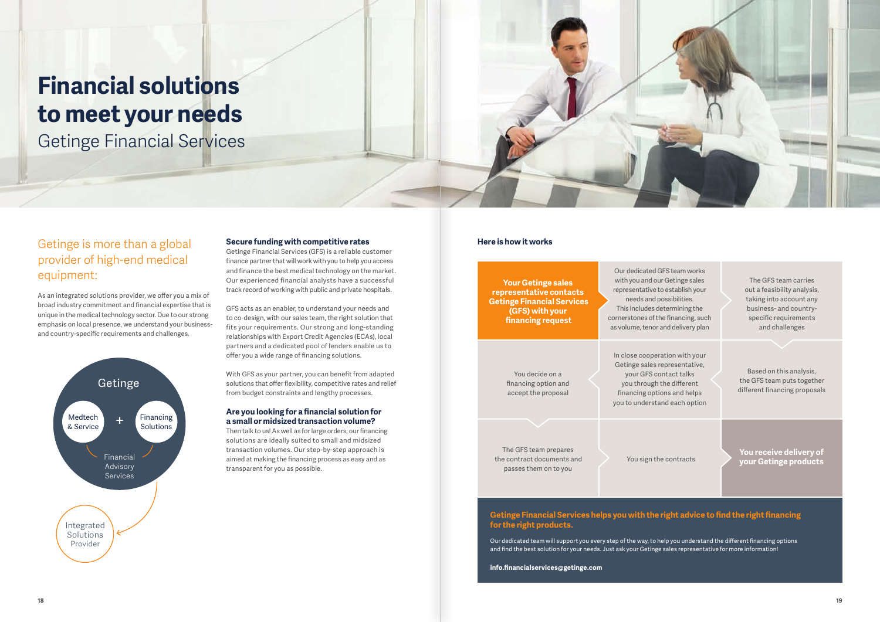# Financial solutions to meet your needs

## Getinge Financial Services

### Getinge is more than a global provider of high-end medical equipment:

As an integrated solutions provider, we offer you a mix of broad industry commitment and financial expertise that is unique in the medical technology sector. Due to our strong emphasis on local presence, we understand your business- and country-specific requirements and challenges.

Getinge

Medtech & Service + Financing Solutions

Financial Advisory Services

Integrated Solutions Provider

### Secure funding with competitive rates

Getinge Financial Services (GFS) is a reliable customer finance partner that will work with you to help you access and finance the best medical technology on the market. Our experienced financial analysts have a successful track record of working with public and private hospitals.

GFS acts as an enabler, to understand your needs and to co-design, with our sales team, the right solution that fits your requirements. Our strong and long-standing relationships with Export Credit Agencies (ECAs), local partners and a dedicated pool of lenders enable us to offer you a wide range of financing solutions.

With GFS as your partner, you can benefit from adapted solutions that offer flexibility, competitive rates and relief from budget constraints and lengthy processes.

### Are you looking for a financial solution for a small or midsized transaction volume?

Then talk to us! As well as for large orders, our financing solutions are ideally suited to small and midsized transaction volumes. Our step-by-step approach is aimed at making the financing process as easy and as transparent for you as possible.

### Here is how it works

1. **Your Getinge sales representative contacts Getinge Financial Services (GFS) with your financing request**
2. Our dedicated GFS team works with you and our Getinge sales representative to establish your needs and possibilities. This includes determining the cornerstones of the financing, such as volume, tenor and delivery plan
3. The GFS team carries out a feasibility analysis, taking into account any business- and country-specific requirements and challenges
4. Based on this analysis, the GFS team puts together different financing proposals
5. In close cooperation with your Getinge sales representative, your GFS contact talks you through the different financing options and helps you to understand each option
6. You decide on a financing option and accept the proposal
7. The GFS team prepares the contract documents and passes them on to you
8. You sign the contracts
9. **You receive delivery of your Getinge products**

**Getinge Financial Services helps you with the right advice to find the right financing for the right products.**

Our dedicated team will support you every step of the way, to help you understand the different financing options and find the best solution for your needs. Just ask your Getinge sales representative for more information!

**info.financialservices@getinge.com**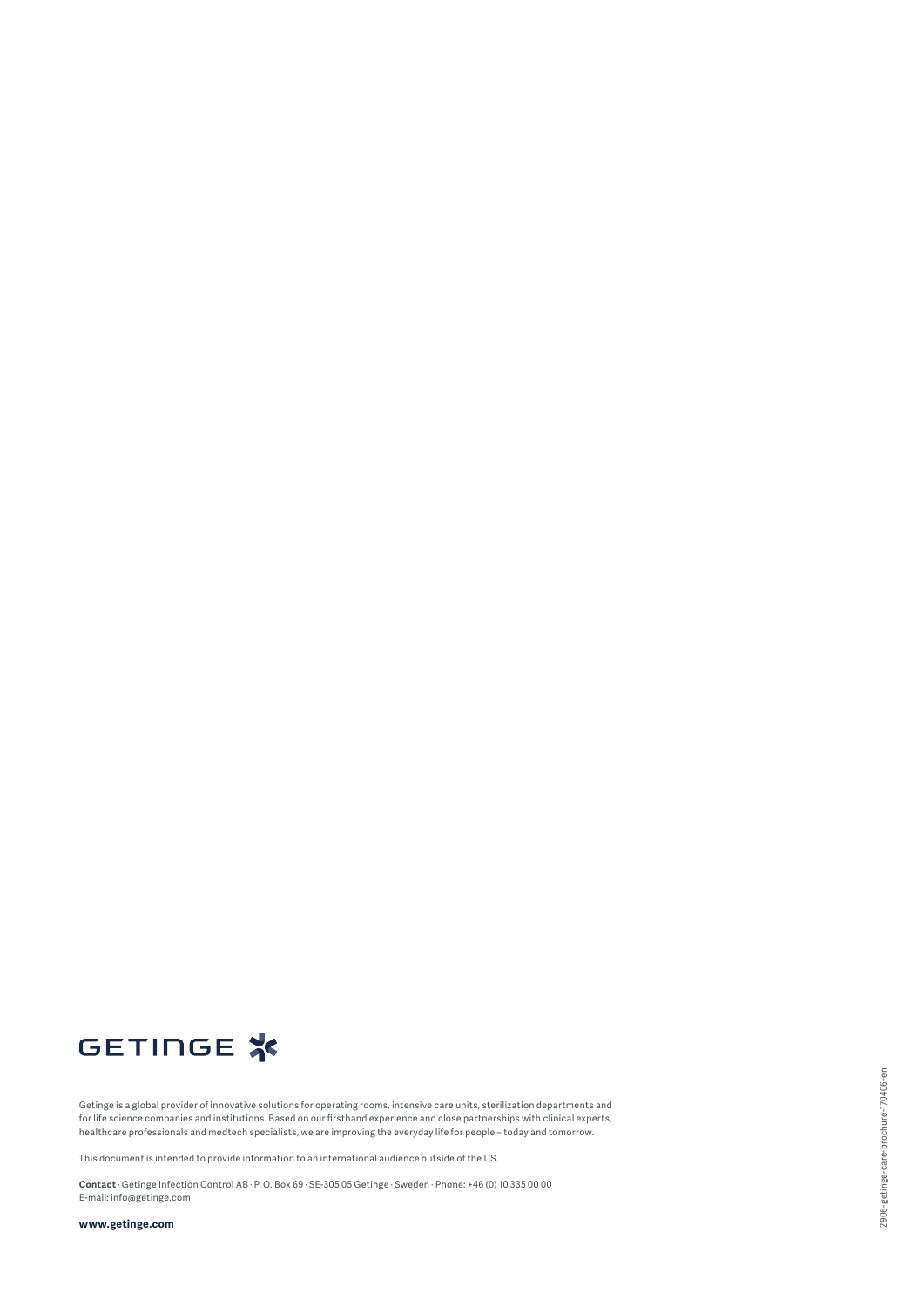GETINGE

Getinge is a global provider of innovative solutions for operating rooms, intensive care units, sterilization departments and for life science companies and institutions. Based on our firsthand experience and close partnerships with clinical experts, healthcare professionals and medtech specialists, we are improving the everyday life for people – today and tomorrow.

This document is intended to provide information to an international audience outside of the US.

**Contact** · Getinge Infection Control AB · P. O. Box 69 · SE-305 05 Getinge · Sweden · Phone: +46 (0) 10 335 00 00
E-mail: info@getinge.com

**www.getinge.com**

2906-getinge-care-brochure-170406-en